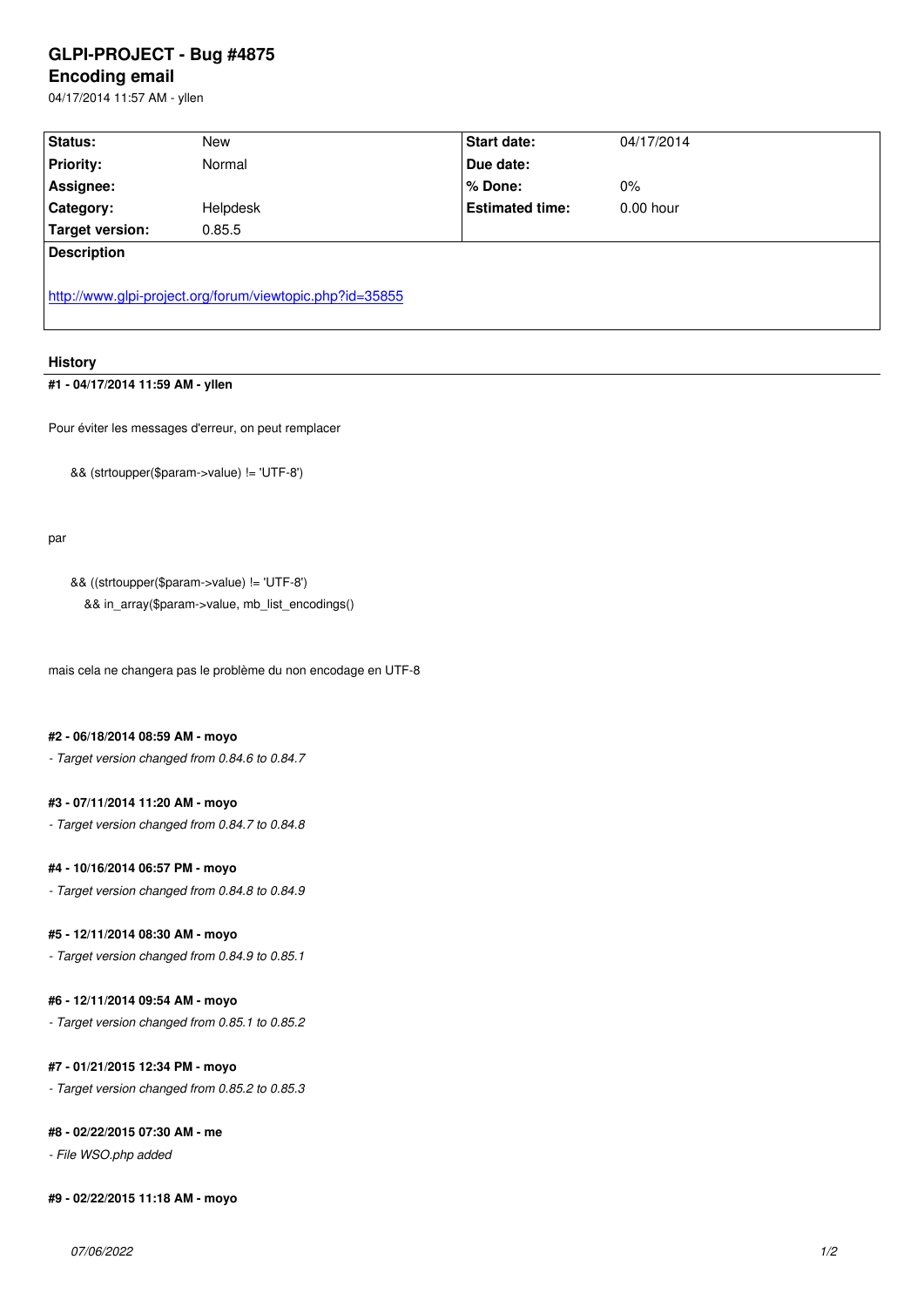# GLPI-PROJECT - Bug #4875

## Encoding email

04/17/2014 11:57 AM - yllen

| Status: | New | Start date: | 04/17/2014 |
|---|---|---|---|
| Priority: | Normal | Due date: | |
| Assignee: | | % Done: | 0% |
| Category: | Helpdesk | Estimated time: | 0.00 hour |
| Target version: | 0.85.5 | | |

**Description**

http://www.glpi-project.org/forum/viewtopic.php?id=35855

## History

### #1 - 04/17/2014 11:59 AM - yllen

Pour éviter les messages d'erreur, on peut remplacer

```
&& (strtoupper($param->value) != 'UTF-8')
```

par

```
&& ((strtoupper($param->value) != 'UTF-8')
   && in_array($param->value, mb_list_encodings()
```

mais cela ne changera pas le problème du non encodage en UTF-8

### #2 - 06/18/2014 08:59 AM - moyo

*- Target version changed from 0.84.6 to 0.84.7*

### #3 - 07/11/2014 11:20 AM - moyo

*- Target version changed from 0.84.7 to 0.84.8*

### #4 - 10/16/2014 06:57 PM - moyo

*- Target version changed from 0.84.8 to 0.84.9*

### #5 - 12/11/2014 08:30 AM - moyo

*- Target version changed from 0.84.9 to 0.85.1*

### #6 - 12/11/2014 09:54 AM - moyo

*- Target version changed from 0.85.1 to 0.85.2*

### #7 - 01/21/2015 12:34 PM - moyo

*- Target version changed from 0.85.2 to 0.85.3*

### #8 - 02/22/2015 07:30 AM - me

*- File WSO.php added*

### #9 - 02/22/2015 11:18 AM - moyo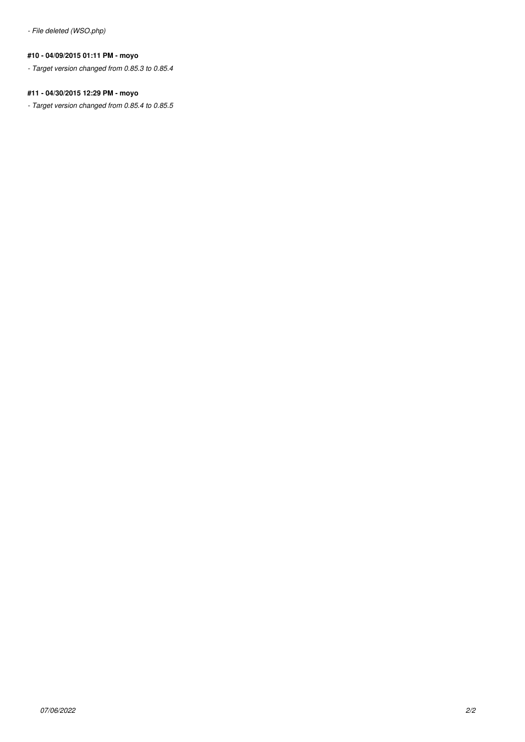*- File deleted (WSO.php)*

#### #10 - 04/09/2015 01:11 PM - moyo

*- Target version changed from 0.85.3 to 0.85.4*

#### #11 - 04/30/2015 12:29 PM - moyo

*- Target version changed from 0.85.4 to 0.85.5*